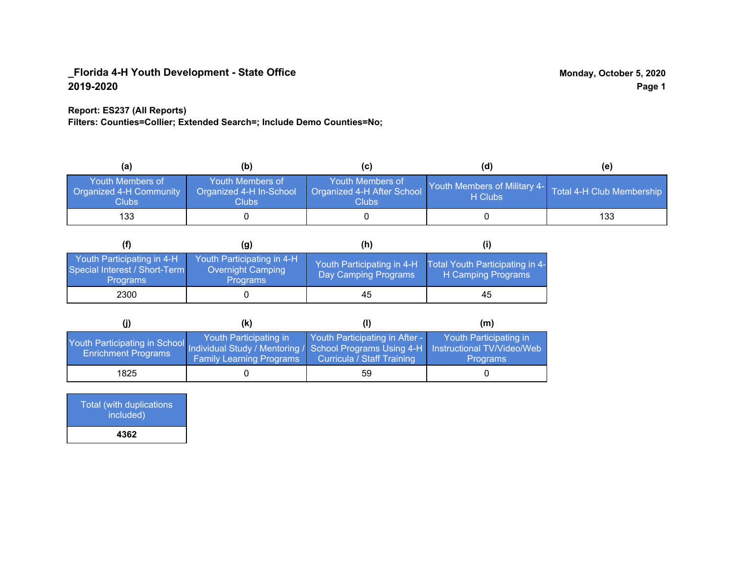**_Florida 4-H Youth Development - State Office**
**2019-2020**

**Monday, October 5, 2020**

**Report: ES237 (All Reports)**
**Filters: Counties=Collier; Extended Search=; Include Demo Counties=No;**

| (a) | (b) | (c) | (d) | (e) |
|---|---|---|---|---|
| Youth Members of Organized 4-H Community Clubs | Youth Members of Organized 4-H In-School Clubs | Youth Members of Organized 4-H After School Clubs | Youth Members of Military 4-H Clubs | Total 4-H Club Membership |
| 133 | 0 | 0 | 0 | 133 |

| (f) | (g) | (h) | (i) |
|---|---|---|---|
| Youth Participating in 4-H Special Interest / Short-Term Programs | Youth Participating in 4-H Overnight Camping Programs | Youth Participating in 4-H Day Camping Programs | Total Youth Participating in 4-H Camping Programs |
| 2300 | 0 | 45 | 45 |

| (j) | (k) | (l) | (m) |
|---|---|---|---|
| Youth Participating in School Enrichment Programs | Youth Participating in Individual Study / Mentoring / Family Learning Programs | Youth Participating in After - School Programs Using 4-H Curricula / Staff Training | Youth Participating in Instructional TV/Video/Web Programs |
| 1825 | 0 | 59 | 0 |

| Total (with duplications included) |
|---|
| **4362** |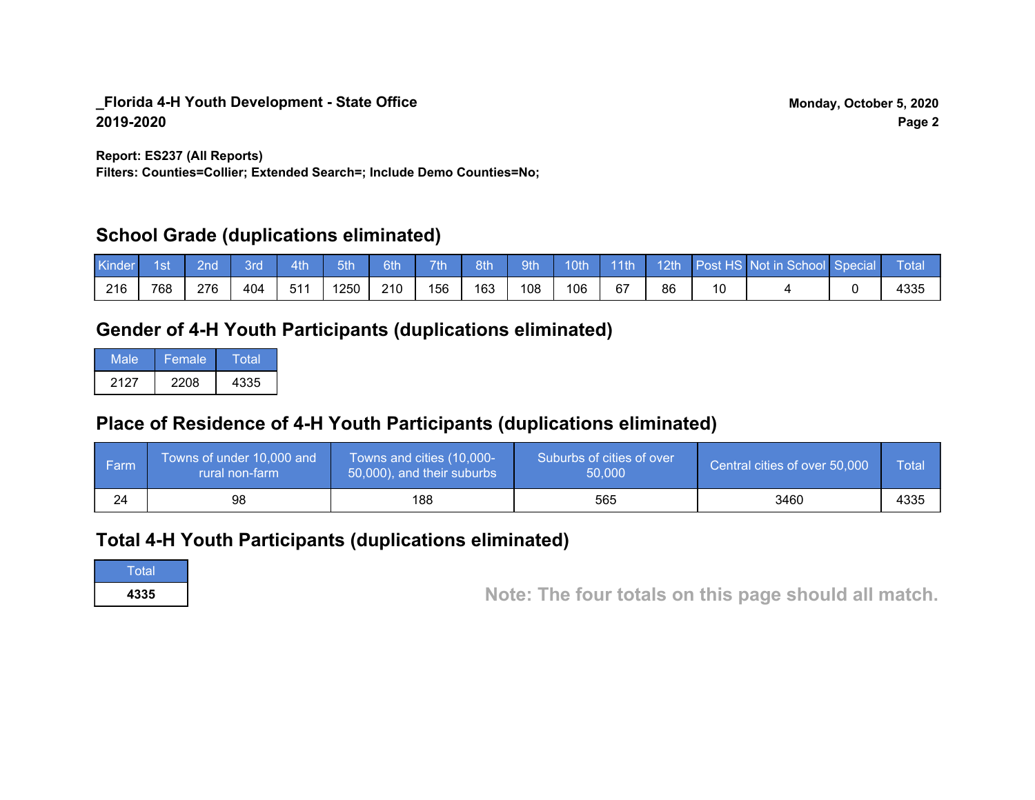**_Florida 4-H Youth Development - State Office**
**2019-2020**

**Monday, October 5, 2020**

**Report: ES237 (All Reports)**
**Filters: Counties=Collier; Extended Search=; Include Demo Counties=No;**

## School Grade (duplications eliminated)

| Kinder | 1st | 2nd | 3rd | 4th | 5th | 6th | 7th | 8th | 9th | 10th | 11th | 12th | Post HS | Not in School | Special | Total |
|---|---|---|---|---|---|---|---|---|---|---|---|---|---|---|---|---|
| 216 | 768 | 276 | 404 | 511 | 1250 | 210 | 156 | 163 | 108 | 106 | 67 | 86 | 10 | 4 | 0 | 4335 |

## Gender of 4-H Youth Participants (duplications eliminated)

| Male | Female | Total |
|---|---|---|
| 2127 | 2208 | 4335 |

## Place of Residence of 4-H Youth Participants (duplications eliminated)

| Farm | Towns of under 10,000 and rural non-farm | Towns and cities (10,000-50,000), and their suburbs | Suburbs of cities of over 50,000 | Central cities of over 50,000 | Total |
|---|---|---|---|---|---|
| 24 | 98 | 188 | 565 | 3460 | 4335 |

## Total 4-H Youth Participants (duplications eliminated)

| Total |
|---|
| **4335** |

**Note: The four totals on this page should all match.**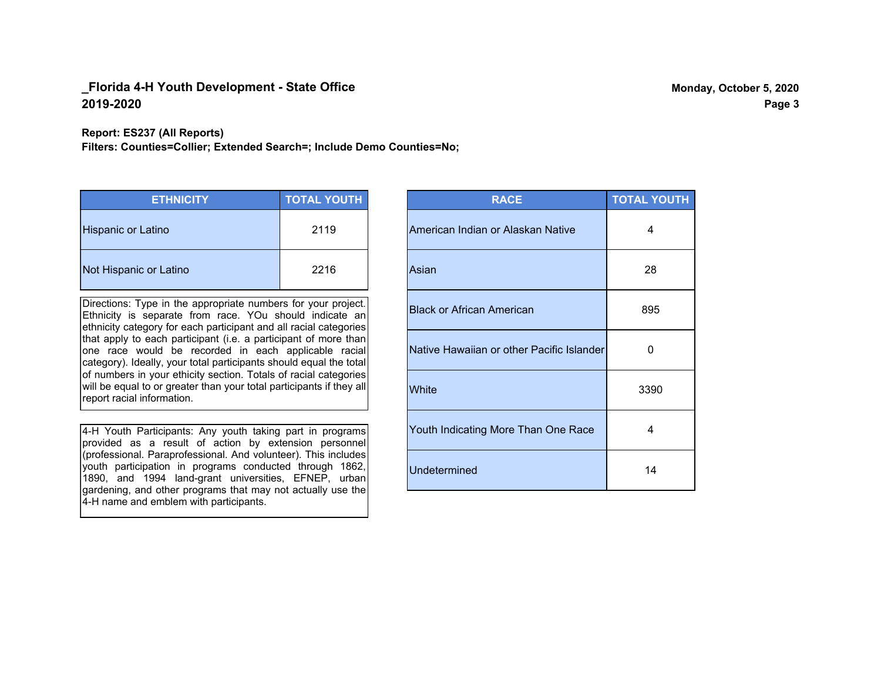**_Florida 4-H Youth Development - State Office**
**2019-2020**

**Monday, October 5, 2020**

**Report: ES237 (All Reports)**
**Filters: Counties=Collier; Extended Search=; Include Demo Counties=No;**

| ETHNICITY | TOTAL YOUTH |
|---|---|
| Hispanic or Latino | 2119 |
| Not Hispanic or Latino | 2216 |

Directions: Type in the appropriate numbers for your project. Ethnicity is separate from race. YOu should indicate an ethnicity category for each participant and all racial categories that apply to each participant (i.e. a participant of more than one race would be recorded in each applicable racial category). Ideally, your total participants should equal the total of numbers in your ethicity section. Totals of racial categories will be equal to or greater than your total participants if they all report racial information.

4-H Youth Participants: Any youth taking part in programs provided as a result of action by extension personnel (professional. Paraprofessional. And volunteer). This includes youth participation in programs conducted through 1862, 1890, and 1994 land-grant universities, EFNEP, urban gardening, and other programs that may not actually use the 4-H name and emblem with participants.

| RACE | TOTAL YOUTH |
|---|---|
| American Indian or Alaskan Native | 4 |
| Asian | 28 |
| Black or African American | 895 |
| Native Hawaiian or other Pacific Islander | 0 |
| White | 3390 |
| Youth Indicating More Than One Race | 4 |
| Undetermined | 14 |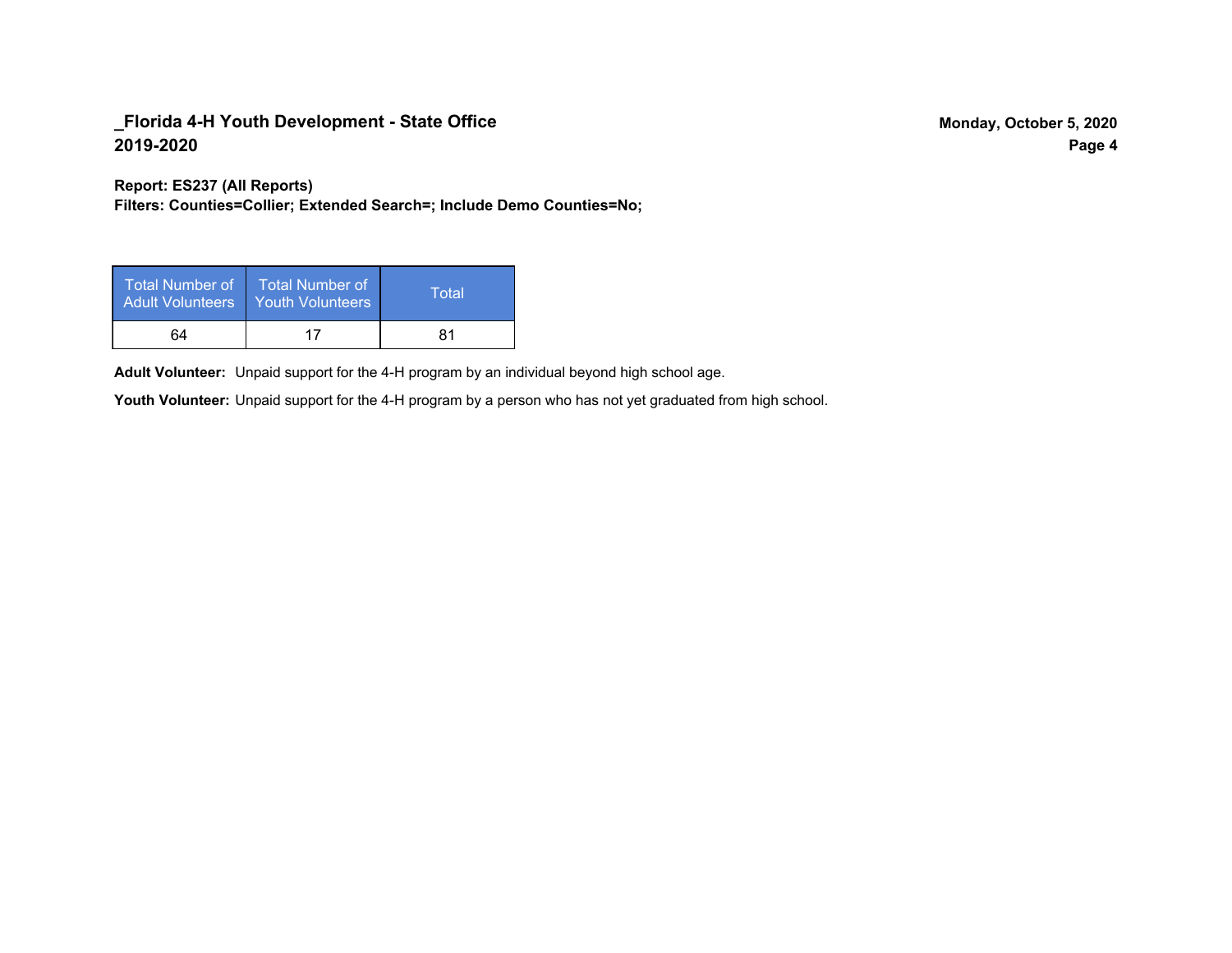**_Florida 4-H Youth Development - State Office**
**2019-2020**

**Report: ES237 (All Reports)**
**Filters: Counties=Collier; Extended Search=; Include Demo Counties=No;**

| Total Number of Adult Volunteers | Total Number of Youth Volunteers | Total |
|---|---|---|
| 64 | 17 | 81 |

**Adult Volunteer:** Unpaid support for the 4-H program by an individual beyond high school age.

**Youth Volunteer:** Unpaid support for the 4-H program by a person who has not yet graduated from high school.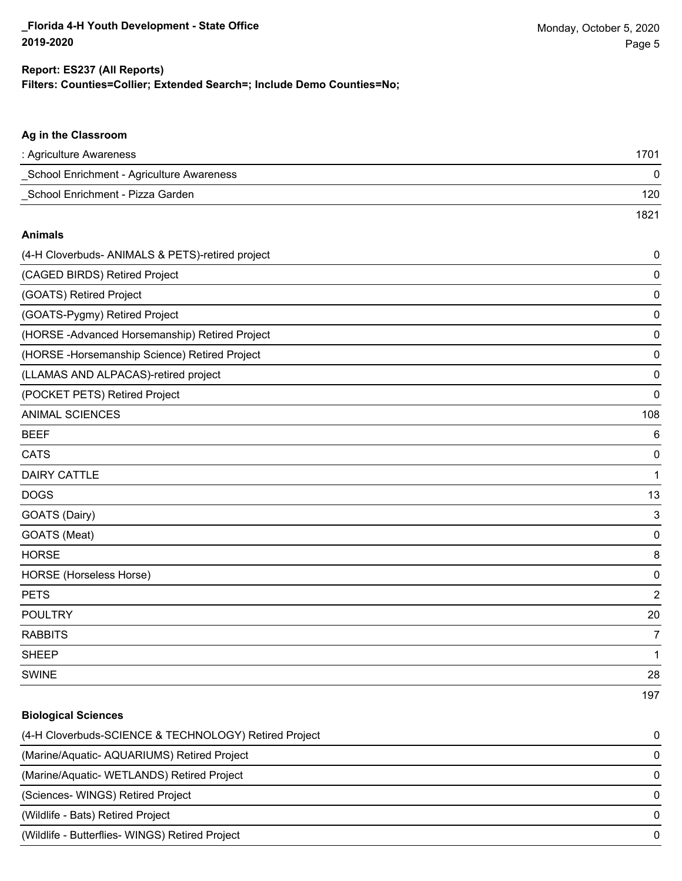**Report: ES237 (All Reports)**
**Filters: Counties=Collier; Extended Search=; Include Demo Counties=No;**

### Ag in the Classroom

| | |
|---|---|
| : Agriculture Awareness | 1701 |
| _School Enrichment - Agriculture Awareness | 0 |
| _School Enrichment - Pizza Garden | 120 |
| | 1821 |

### Animals

| | |
|---|---|
| (4-H Cloverbuds- ANIMALS & PETS)-retired project | 0 |
| (CAGED BIRDS) Retired Project | 0 |
| (GOATS) Retired Project | 0 |
| (GOATS-Pygmy) Retired Project | 0 |
| (HORSE -Advanced Horsemanship) Retired Project | 0 |
| (HORSE -Horsemanship Science) Retired Project | 0 |
| (LLAMAS AND ALPACAS)-retired project | 0 |
| (POCKET PETS) Retired Project | 0 |
| ANIMAL SCIENCES | 108 |
| BEEF | 6 |
| CATS | 0 |
| DAIRY CATTLE | 1 |
| DOGS | 13 |
| GOATS (Dairy) | 3 |
| GOATS (Meat) | 0 |
| HORSE | 8 |
| HORSE (Horseless Horse) | 0 |
| PETS | 2 |
| POULTRY | 20 |
| RABBITS | 7 |
| SHEEP | 1 |
| SWINE | 28 |
| | 197 |

### Biological Sciences

| | |
|---|---|
| (4-H Cloverbuds-SCIENCE & TECHNOLOGY) Retired Project | 0 |
| (Marine/Aquatic- AQUARIUMS) Retired Project | 0 |
| (Marine/Aquatic- WETLANDS) Retired Project | 0 |
| (Sciences- WINGS) Retired Project | 0 |
| (Wildlife - Bats) Retired Project | 0 |
| (Wildlife - Butterflies- WINGS) Retired Project | 0 |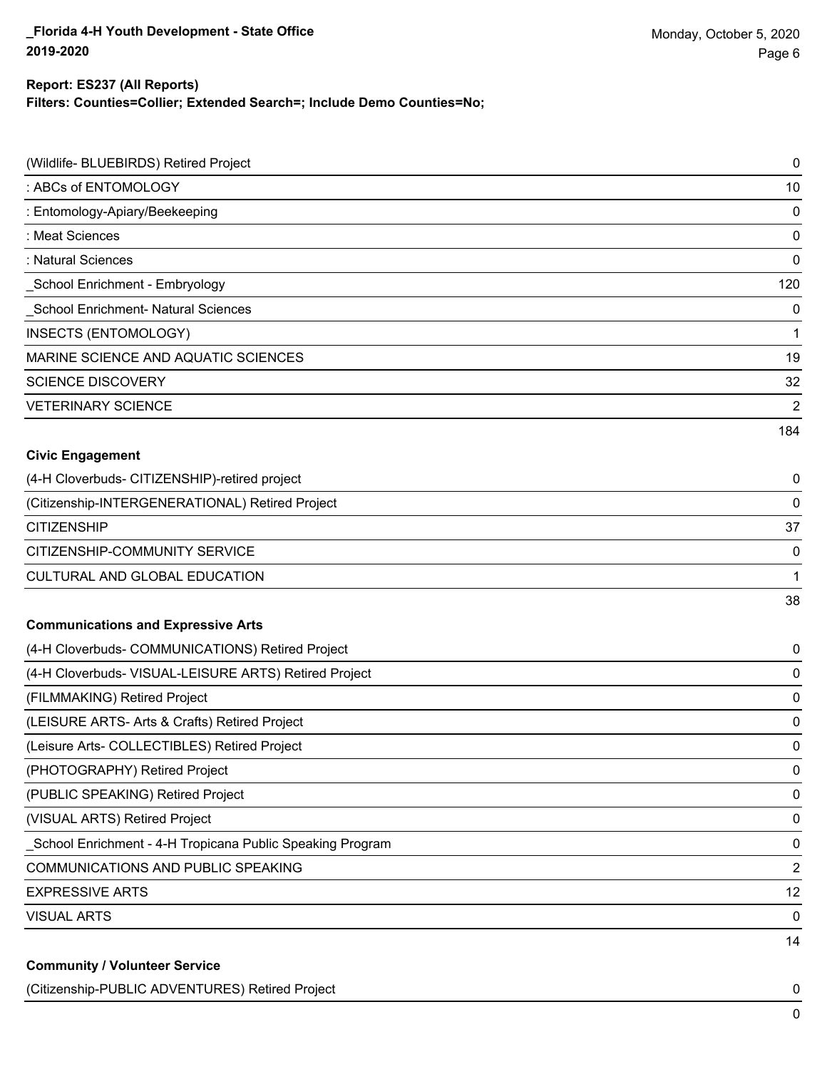**Report: ES237 (All Reports)**

**Filters: Counties=Collier; Extended Search=; Include Demo Counties=No;**

| | |
|---|---|
| (Wildlife- BLUEBIRDS) Retired Project | 0 |
| : ABCs of ENTOMOLOGY | 10 |
| : Entomology-Apiary/Beekeeping | 0 |
| : Meat Sciences | 0 |
| : Natural Sciences | 0 |
| _School Enrichment - Embryology | 120 |
| _School Enrichment- Natural Sciences | 0 |
| INSECTS (ENTOMOLOGY) | 1 |
| MARINE SCIENCE AND AQUATIC SCIENCES | 19 |
| SCIENCE DISCOVERY | 32 |
| VETERINARY SCIENCE | 2 |
| | 184 |

**Civic Engagement**

| | |
|---|---|
| (4-H Cloverbuds- CITIZENSHIP)-retired project | 0 |
| (Citizenship-INTERGENERATIONAL) Retired Project | 0 |
| CITIZENSHIP | 37 |
| CITIZENSHIP-COMMUNITY SERVICE | 0 |
| CULTURAL AND GLOBAL EDUCATION | 1 |
| | 38 |

**Communications and Expressive Arts**

| | |
|---|---|
| (4-H Cloverbuds- COMMUNICATIONS) Retired Project | 0 |
| (4-H Cloverbuds- VISUAL-LEISURE ARTS) Retired Project | 0 |
| (FILMMAKING) Retired Project | 0 |
| (LEISURE ARTS- Arts & Crafts) Retired Project | 0 |
| (Leisure Arts- COLLECTIBLES) Retired Project | 0 |
| (PHOTOGRAPHY) Retired Project | 0 |
| (PUBLIC SPEAKING) Retired Project | 0 |
| (VISUAL ARTS) Retired Project | 0 |
| _School Enrichment - 4-H Tropicana Public Speaking Program | 0 |
| COMMUNICATIONS AND PUBLIC SPEAKING | 2 |
| EXPRESSIVE ARTS | 12 |
| VISUAL ARTS | 0 |
| | 14 |

**Community / Volunteer Service**

| | |
|---|---|
| (Citizenship-PUBLIC ADVENTURES) Retired Project | 0 |
| | 0 |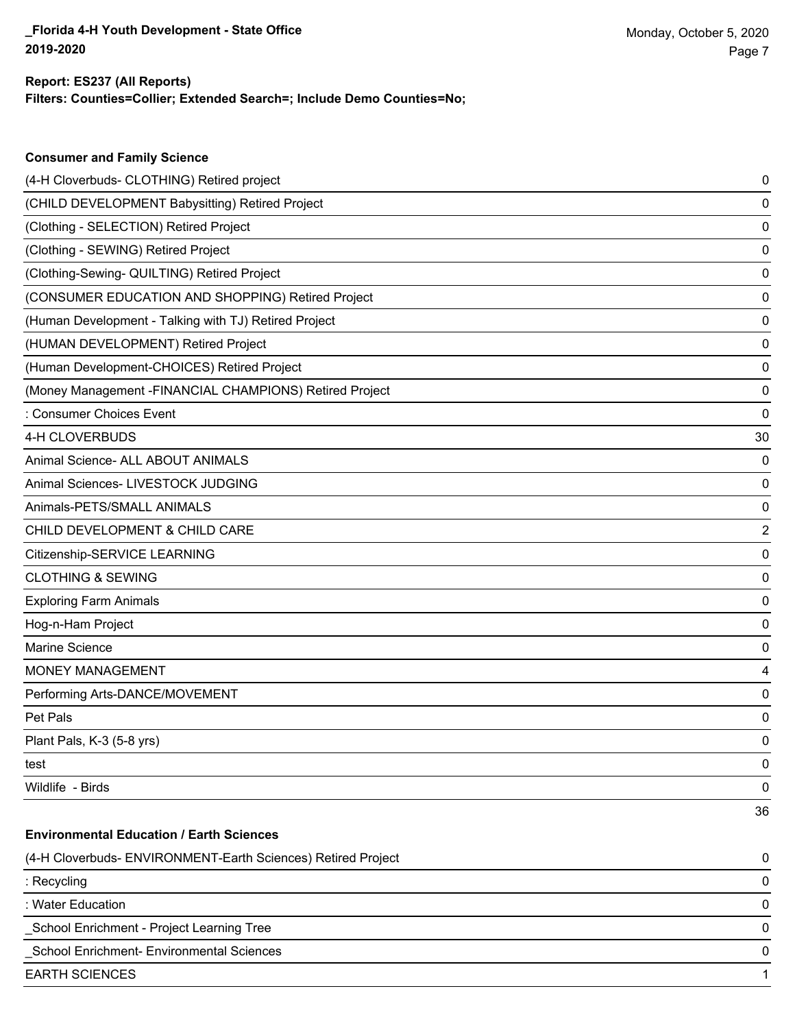**Report: ES237 (All Reports)**
**Filters: Counties=Collier; Extended Search=; Include Demo Counties=No;**

### Consumer and Family Science

| | |
|---|---|
| (4-H Cloverbuds- CLOTHING) Retired project | 0 |
| (CHILD DEVELOPMENT Babysitting) Retired Project | 0 |
| (Clothing - SELECTION) Retired Project | 0 |
| (Clothing - SEWING) Retired Project | 0 |
| (Clothing-Sewing- QUILTING) Retired Project | 0 |
| (CONSUMER EDUCATION AND SHOPPING) Retired Project | 0 |
| (Human Development - Talking with TJ) Retired Project | 0 |
| (HUMAN DEVELOPMENT) Retired Project | 0 |
| (Human Development-CHOICES) Retired Project | 0 |
| (Money Management -FINANCIAL CHAMPIONS) Retired Project | 0 |
| : Consumer Choices Event | 0 |
| 4-H CLOVERBUDS | 30 |
| Animal Science- ALL ABOUT ANIMALS | 0 |
| Animal Sciences- LIVESTOCK JUDGING | 0 |
| Animals-PETS/SMALL ANIMALS | 0 |
| CHILD DEVELOPMENT & CHILD CARE | 2 |
| Citizenship-SERVICE LEARNING | 0 |
| CLOTHING & SEWING | 0 |
| Exploring Farm Animals | 0 |
| Hog-n-Ham Project | 0 |
| Marine Science | 0 |
| MONEY MANAGEMENT | 4 |
| Performing Arts-DANCE/MOVEMENT | 0 |
| Pet Pals | 0 |
| Plant Pals, K-3 (5-8 yrs) | 0 |
| test | 0 |
| Wildlife - Birds | 0 |
| | 36 |

### Environmental Education / Earth Sciences

| | |
|---|---|
| (4-H Cloverbuds- ENVIRONMENT-Earth Sciences) Retired Project | 0 |
| : Recycling | 0 |
| : Water Education | 0 |
| _School Enrichment - Project Learning Tree | 0 |
| _School Enrichment- Environmental Sciences | 0 |
| EARTH SCIENCES | 1 |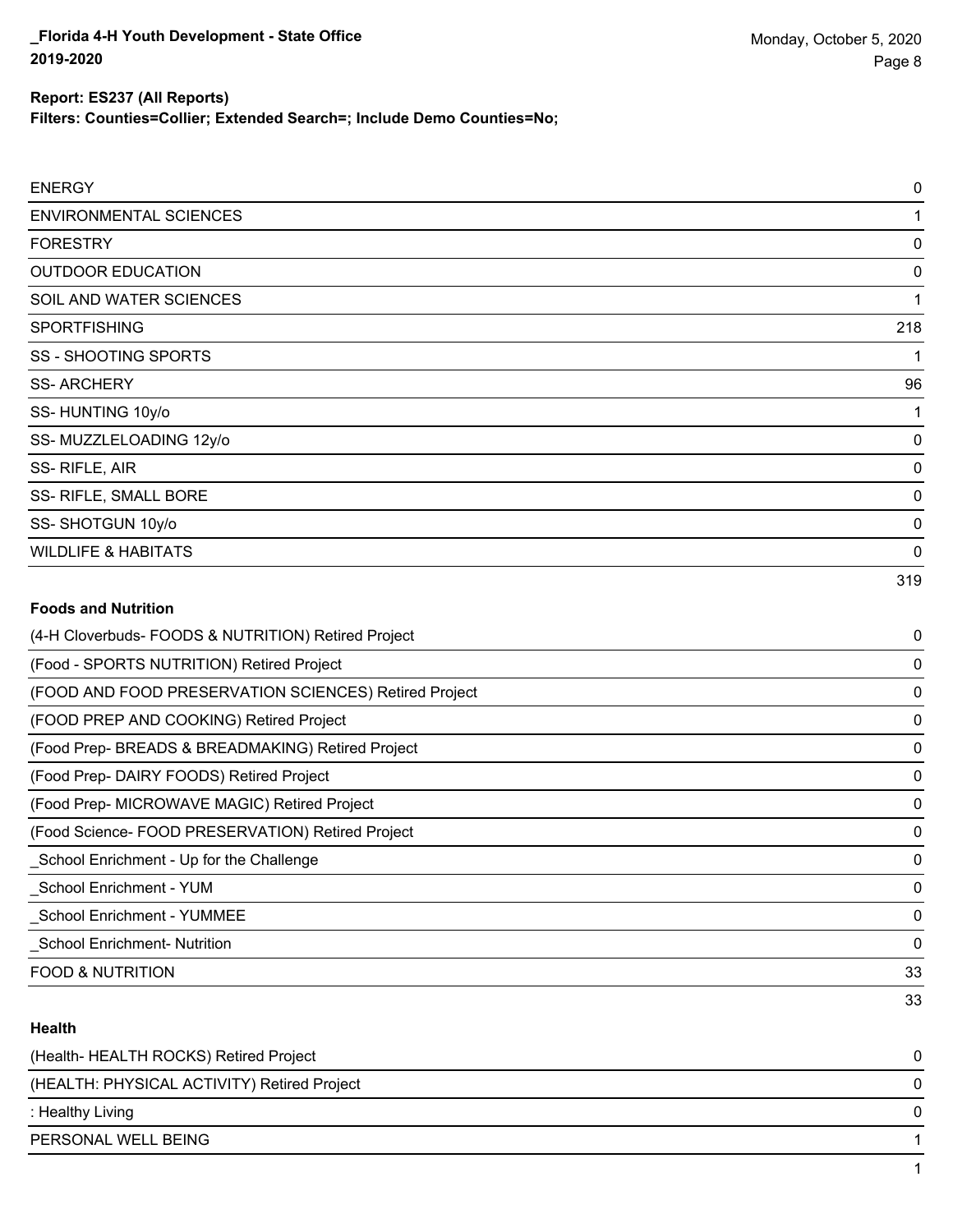| | |
|---|---|
| ENERGY | 0 |
| ENVIRONMENTAL SCIENCES | 1 |
| FORESTRY | 0 |
| OUTDOOR EDUCATION | 0 |
| SOIL AND WATER SCIENCES | 1 |
| SPORTFISHING | 218 |
| SS - SHOOTING SPORTS | 1 |
| SS- ARCHERY | 96 |
| SS- HUNTING 10y/o | 1 |
| SS- MUZZLELOADING 12y/o | 0 |
| SS- RIFLE, AIR | 0 |
| SS- RIFLE, SMALL BORE | 0 |
| SS- SHOTGUN 10y/o | 0 |
| WILDLIFE & HABITATS | 0 |
| | 319 |

**Foods and Nutrition**

| | |
|---|---|
| (4-H Cloverbuds- FOODS & NUTRITION) Retired Project | 0 |
| (Food - SPORTS NUTRITION) Retired Project | 0 |
| (FOOD AND FOOD PRESERVATION SCIENCES) Retired Project | 0 |
| (FOOD PREP AND COOKING) Retired Project | 0 |
| (Food Prep- BREADS & BREADMAKING) Retired Project | 0 |
| (Food Prep- DAIRY FOODS) Retired Project | 0 |
| (Food Prep- MICROWAVE MAGIC) Retired Project | 0 |
| (Food Science- FOOD PRESERVATION) Retired Project | 0 |
| _School Enrichment - Up for the Challenge | 0 |
| _School Enrichment - YUM | 0 |
| _School Enrichment - YUMMEE | 0 |
| _School Enrichment- Nutrition | 0 |
| FOOD & NUTRITION | 33 |
| | 33 |

**Health**

| | |
|---|---|
| (Health- HEALTH ROCKS) Retired Project | 0 |
| (HEALTH: PHYSICAL ACTIVITY) Retired Project | 0 |
| : Healthy Living | 0 |
| PERSONAL WELL BEING | 1 |
| | 1 |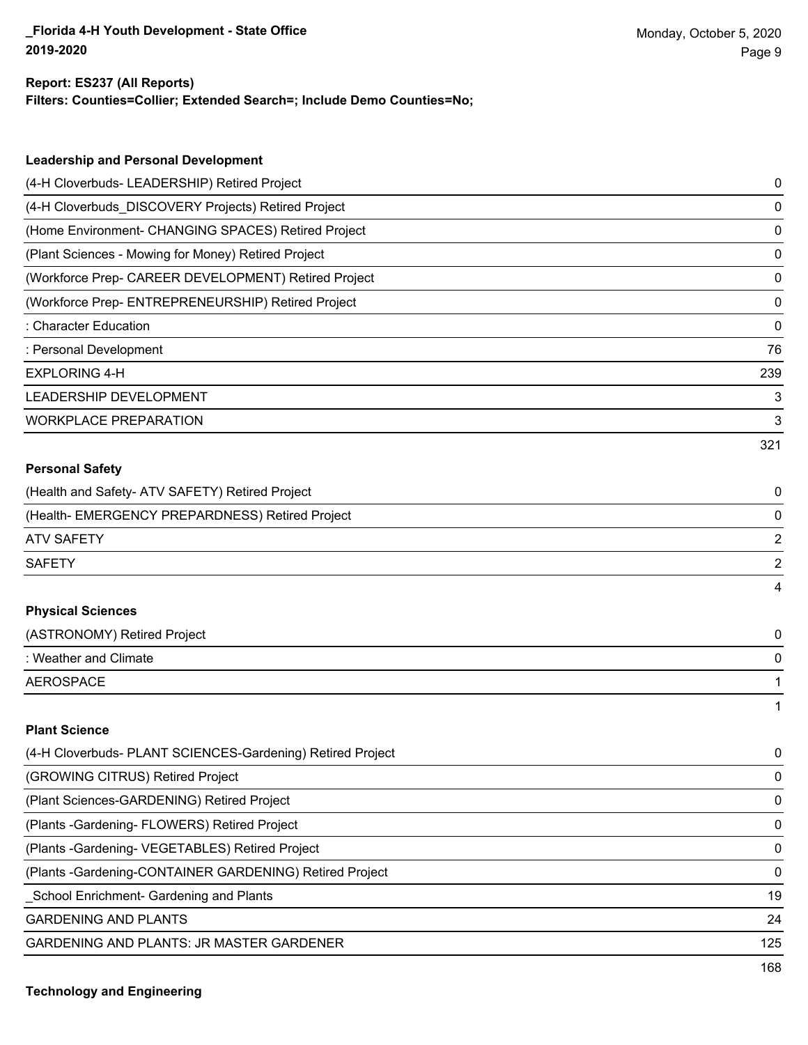**Report: ES237 (All Reports)**
**Filters: Counties=Collier; Extended Search=; Include Demo Counties=No;**

### Leadership and Personal Development

| | |
|---|---|
| (4-H Cloverbuds- LEADERSHIP) Retired Project | 0 |
| (4-H Cloverbuds_DISCOVERY Projects) Retired Project | 0 |
| (Home Environment- CHANGING SPACES) Retired Project | 0 |
| (Plant Sciences - Mowing for Money) Retired Project | 0 |
| (Workforce Prep- CAREER DEVELOPMENT) Retired Project | 0 |
| (Workforce Prep- ENTREPRENEURSHIP) Retired Project | 0 |
| : Character Education | 0 |
| : Personal Development | 76 |
| EXPLORING 4-H | 239 |
| LEADERSHIP DEVELOPMENT | 3 |
| WORKPLACE PREPARATION | 3 |
| | 321 |

### Personal Safety

| | |
|---|---|
| (Health and Safety- ATV SAFETY) Retired Project | 0 |
| (Health- EMERGENCY PREPARDNESS) Retired Project | 0 |
| ATV SAFETY | 2 |
| SAFETY | 2 |
| | 4 |

### Physical Sciences

| | |
|---|---|
| (ASTRONOMY) Retired Project | 0 |
| : Weather and Climate | 0 |
| AEROSPACE | 1 |
| | 1 |

### Plant Science

| | |
|---|---|
| (4-H Cloverbuds- PLANT SCIENCES-Gardening) Retired Project | 0 |
| (GROWING CITRUS) Retired Project | 0 |
| (Plant Sciences-GARDENING) Retired Project | 0 |
| (Plants -Gardening- FLOWERS) Retired Project | 0 |
| (Plants -Gardening- VEGETABLES) Retired Project | 0 |
| (Plants -Gardening-CONTAINER GARDENING) Retired Project | 0 |
| _School Enrichment- Gardening and Plants | 19 |
| GARDENING AND PLANTS | 24 |
| GARDENING AND PLANTS: JR MASTER GARDENER | 125 |
| | 168 |

### Technology and Engineering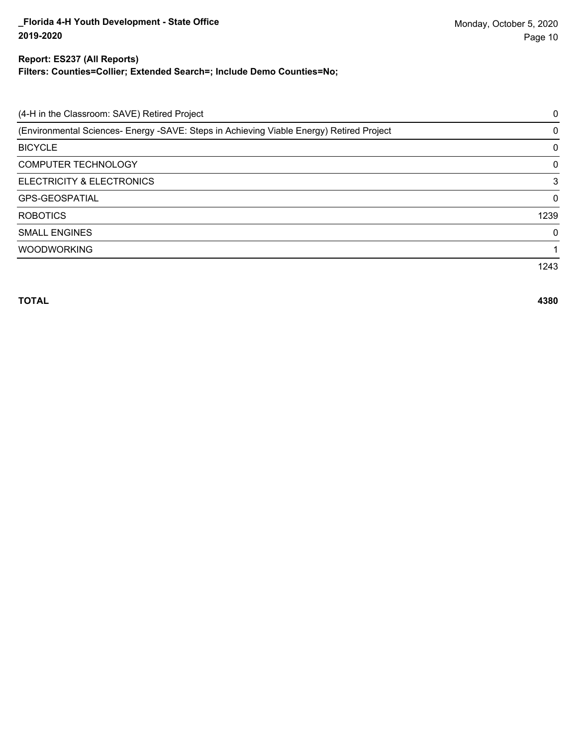**Report: ES237 (All Reports)**
**Filters: Counties=Collier; Extended Search=; Include Demo Counties=No;**

| | |
|---|---|
| (4-H in the Classroom: SAVE) Retired Project | 0 |
| (Environmental Sciences- Energy -SAVE: Steps in Achieving Viable Energy) Retired Project | 0 |
| BICYCLE | 0 |
| COMPUTER TECHNOLOGY | 0 |
| ELECTRICITY & ELECTRONICS | 3 |
| GPS-GEOSPATIAL | 0 |
| ROBOTICS | 1239 |
| SMALL ENGINES | 0 |
| WOODWORKING | 1 |
| | 1243 |

**TOTAL** **4380**